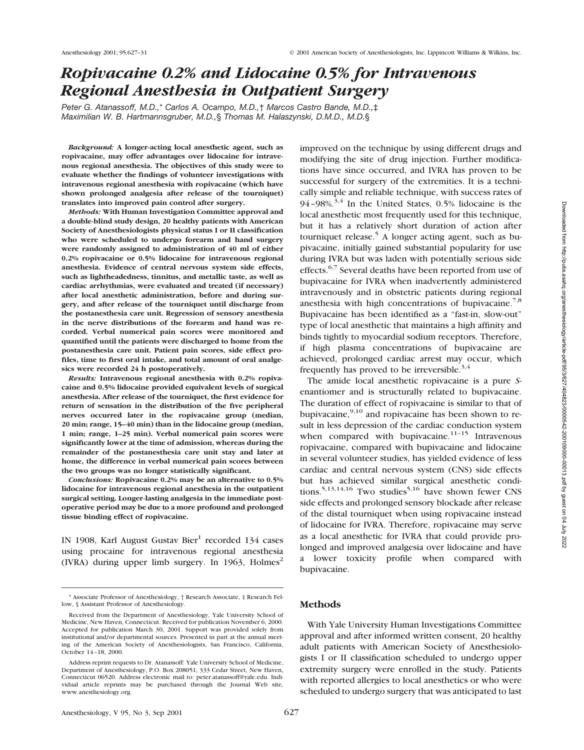# *Ropivacaine 0.2% and Lidocaine 0.5% for Intravenous Regional Anesthesia in Outpatient Surgery*

*Peter G. Atanassoff, M.D.,\* Carlos A. Ocampo, M.D.,† Marcos Castro Bande, M.D.,‡ Maximilian W. B. Hartmannsgruber, M.D.,§ Thomas M. Halaszynski, D.M.D., M.D.§*

***Background:*** **A longer-acting local anesthetic agent, such as ropivacaine, may offer advantages over lidocaine for intravenous regional anesthesia. The objectives of this study were to evaluate whether the findings of volunteer investigations with intravenous regional anesthesia with ropivacaine (which have shown prolonged analgesia after release of the tourniquet) translates into improved pain control after surgery.**

***Methods:*** **With Human Investigation Committee approval and a double-blind study design, 20 healthy patients with American Society of Anesthesiologists physical status I or II classification who were scheduled to undergo forearm and hand surgery were randomly assigned to administration of 40 ml of either 0.2% ropivacaine or 0.5% lidocaine for intravenous regional anesthesia. Evidence of central nervous system side effects, such as lightheadedness, tinnitus, and metallic taste, as well as cardiac arrhythmias, were evaluated and treated (if necessary) after local anesthetic administration, before and during surgery, and after release of the tourniquet until discharge from the postanesthesia care unit. Regression of sensory anesthesia in the nerve distributions of the forearm and hand was recorded. Verbal numerical pain scores were monitored and quantified until the patients were discharged to home from the postanesthesia care unit. Patient pain scores, side effect profiles, time to first oral intake, and total amount of oral analgesics were recorded 24 h postoperatively.**

***Results:*** **Intravenous regional anesthesia with 0.2% ropivacaine and 0.5% lidocaine provided equivalent levels of surgical anesthesia. After release of the tourniquet, the first evidence for return of sensation in the distribution of the five peripheral nerves occurred later in the ropivacaine group (median, 20 min; range, 15–40 min) than in the lidocaine group (median, 1 min; range, 1–25 min). Verbal numerical pain scores were significantly lower at the time of admission, whereas during the remainder of the postanesthesia care unit stay and later at home, the difference in verbal numerical pain scores between the two groups was no longer statistically significant.**

***Conclusions:*** **Ropivacaine 0.2% may be an alternative to 0.5% lidocaine for intravenous regional anesthesia in the outpatient surgical setting. Longer-lasting analgesia in the immediate postoperative period may be due to a more profound and prolonged tissue binding effect of ropivacaine.**

IN 1908, Karl August Gustav Bier[1] recorded 134 cases using procaine for intravenous regional anesthesia (IVRA) during upper limb surgery. In 1963, Holmes[2] improved on the technique by using different drugs and modifying the site of drug injection. Further modifications have since occurred, and IVRA has proven to be successful for surgery of the extremities. It is a technically simple and reliable technique, with success rates of 94–98%.[3,4] In the United States, 0.5% lidocaine is the local anesthetic most frequently used for this technique, but it has a relatively short duration of action after tourniquet release.[5] A longer acting agent, such as bupivacaine, initially gained substantial popularity for use during IVRA but was laden with potentially serious side effects.[6,7] Several deaths have been reported from use of bupivacaine for IVRA when inadvertently administered intravenously and in obstetric patients during regional anesthesia with high concentrations of bupivacaine.[7,8] Bupivacaine has been identified as a "fast-in, slow-out" type of local anesthetic that maintains a high affinity and binds tightly to myocardial sodium receptors. Therefore, if high plasma concentrations of bupivacaine are achieved, prolonged cardiac arrest may occur, which frequently has proved to be irreversible.[3,4]

The amide local anesthetic ropivacaine is a pure *S*-enantiomer and is structurally related to bupivacaine. The duration of effect of ropivacaine is similar to that of bupivacaine,[9,10] and ropivacaine has been shown to result in less depression of the cardiac conduction system when compared with bupivacaine.[11–15] Intravenous ropivacaine, compared with bupivacaine and lidocaine in several volunteer studies, has yielded evidence of less cardiac and central nervous system (CNS) side effects but has achieved similar surgical anesthetic conditions.[5,13,14,16] Two studies[5,16] have shown fewer CNS side effects and prolonged sensory blockade after release of the distal tourniquet when using ropivacaine instead of lidocaine for IVRA. Therefore, ropivacaine may serve as a local anesthetic for IVRA that could provide prolonged and improved analgesia over lidocaine and have a lower toxicity profile when compared with bupivacaine.

## Methods

With Yale University Human Investigations Committee approval and after informed written consent, 20 healthy adult patients with American Society of Anesthesiologists I or II classification scheduled to undergo upper extremity surgery were enrolled in the study. Patients with reported allergies to local anesthetics or who were scheduled to undergo surgery that was anticipated to last

---

\* Associate Professor of Anesthesiology, † Research Associate, ‡ Research Fellow, § Assistant Professor of Anesthesiology.

Received from the Department of Anesthesiology, Yale University School of Medicine, New Haven, Connecticut. Received for publication November 6, 2000. Accepted for publication March 30, 2001. Support was provided solely from institutional and/or departmental sources. Presented in part at the annual meeting of the American Society of Anesthesiologists, San Francisco, California, October 14–18, 2000.

Address reprint requests to Dr. Atanassoff: Yale University School of Medicine, Department of Anesthesiology, P.O. Box 208051, 333 Cedar Street, New Haven, Connecticut 06520. Address electronic mail to: peter.atanassoff@yale.edu. Individual article reprints may be purchased through the Journal Web site, www.anesthesiology.org.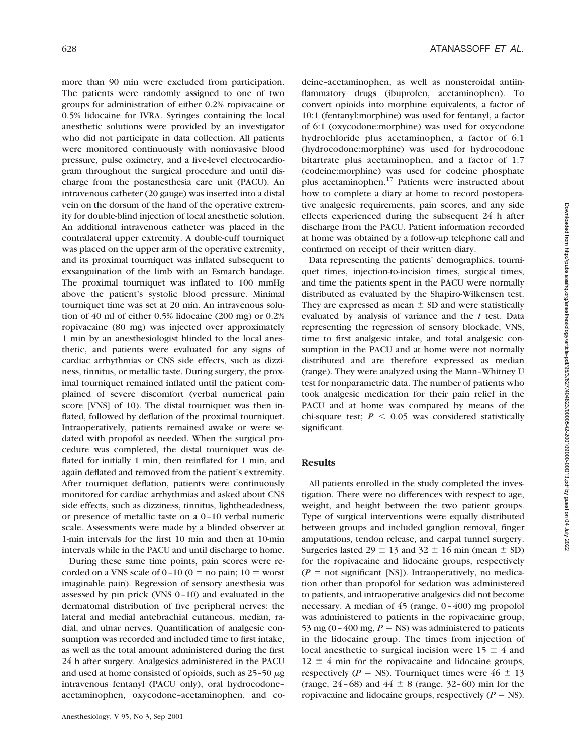more than 90 min were excluded from participation. The patients were randomly assigned to one of two groups for administration of either 0.2% ropivacaine or 0.5% lidocaine for IVRA. Syringes containing the local anesthetic solutions were provided by an investigator who did not participate in data collection. All patients were monitored continuously with noninvasive blood pressure, pulse oximetry, and a five-level electrocardiogram throughout the surgical procedure and until discharge from the postanesthesia care unit (PACU). An intravenous catheter (20 gauge) was inserted into a distal vein on the dorsum of the hand of the operative extremity for double-blind injection of local anesthetic solution. An additional intravenous catheter was placed in the contralateral upper extremity. A double-cuff tourniquet was placed on the upper arm of the operative extremity, and its proximal tourniquet was inflated subsequent to exsanguination of the limb with an Esmarch bandage. The proximal tourniquet was inflated to 100 mmHg above the patient's systolic blood pressure. Minimal tourniquet time was set at 20 min. An intravenous solution of 40 ml of either 0.5% lidocaine (200 mg) or 0.2% ropivacaine (80 mg) was injected over approximately 1 min by an anesthesiologist blinded to the local anesthetic, and patients were evaluated for any signs of cardiac arrhythmias or CNS side effects, such as dizziness, tinnitus, or metallic taste. During surgery, the proximal tourniquet remained inflated until the patient complained of severe discomfort (verbal numerical pain score [VNS] of 10). The distal tourniquet was then inflated, followed by deflation of the proximal tourniquet. Intraoperatively, patients remained awake or were sedated with propofol as needed. When the surgical procedure was completed, the distal tourniquet was deflated for initially 1 min, then reinflated for 1 min, and again deflated and removed from the patient's extremity. After tourniquet deflation, patients were continuously monitored for cardiac arrhythmias and asked about CNS side effects, such as dizziness, tinnitus, lightheadedness, or presence of metallic taste on a 0–10 verbal numeric scale. Assessments were made by a blinded observer at 1-min intervals for the first 10 min and then at 10-min intervals while in the PACU and until discharge to home.

During these same time points, pain scores were recorded on a VNS scale of 0–10 (0 = no pain; 10 = worst imaginable pain). Regression of sensory anesthesia was assessed by pin prick (VNS 0–10) and evaluated in the dermatomal distribution of five peripheral nerves: the lateral and medial antebrachial cutaneous, median, radial, and ulnar nerves. Quantification of analgesic consumption was recorded and included time to first intake, as well as the total amount administered during the first 24 h after surgery. Analgesics administered in the PACU and used at home consisted of opioids, such as 25–50 $\mu$g intravenous fentanyl (PACU only), oral hydrocodone–acetaminophen, oxycodone–acetaminophen, and codeine–acetaminophen, as well as nonsteroidal antiinflammatory drugs (ibuprofen, acetaminophen). To convert opioids into morphine equivalents, a factor of 10:1 (fentanyl:morphine) was used for fentanyl, a factor of 6:1 (oxycodone:morphine) was used for oxycodone hydrochloride plus acetaminophen, a factor of 6:1 (hydrocodone:morphine) was used for hydrocodone bitartrate plus acetaminophen, and a factor of 1:7 (codeine:morphine) was used for codeine phosphate plus acetaminophen.[17] Patients were instructed about how to complete a diary at home to record postoperative analgesic requirements, pain scores, and any side effects experienced during the subsequent 24 h after discharge from the PACU. Patient information recorded at home was obtained by a follow-up telephone call and confirmed on receipt of their written diary.

Data representing the patients' demographics, tourniquet times, injection-to-incision times, surgical times, and time the patients spent in the PACU were normally distributed as evaluated by the Shapiro-Wilkensen test. They are expressed as mean ± SD and were statistically evaluated by analysis of variance and the *t* test. Data representing the regression of sensory blockade, VNS, time to first analgesic intake, and total analgesic consumption in the PACU and at home were not normally distributed and are therefore expressed as median (range). They were analyzed using the Mann–Whitney U test for nonparametric data. The number of patients who took analgesic medication for their pain relief in the PACU and at home was compared by means of the chi-square test; $P < 0.05$ was considered statistically significant.

## Results

All patients enrolled in the study completed the investigation. There were no differences with respect to age, weight, and height between the two patient groups. Type of surgical interventions were equally distributed between groups and included ganglion removal, finger amputations, tendon release, and carpal tunnel surgery. Surgeries lasted 29 ± 13 and 32 ± 16 min (mean ± SD) for the ropivacaine and lidocaine groups, respectively ($P$ = not significant [NS]). Intraoperatively, no medication other than propofol for sedation was administered to patients, and intraoperative analgesics did not become necessary. A median of 45 (range, 0–400) mg propofol was administered to patients in the ropivacaine group; 53 mg (0–400 mg, $P$ = NS) was administered to patients in the lidocaine group. The times from injection of local anesthetic to surgical incision were 15 ± 4 and 12 ± 4 min for the ropivacaine and lidocaine groups, respectively ($P$ = NS). Tourniquet times were 46 ± 13 (range, 24–68) and 44 ± 8 (range, 32–60) min for the ropivacaine and lidocaine groups, respectively ($P$ = NS).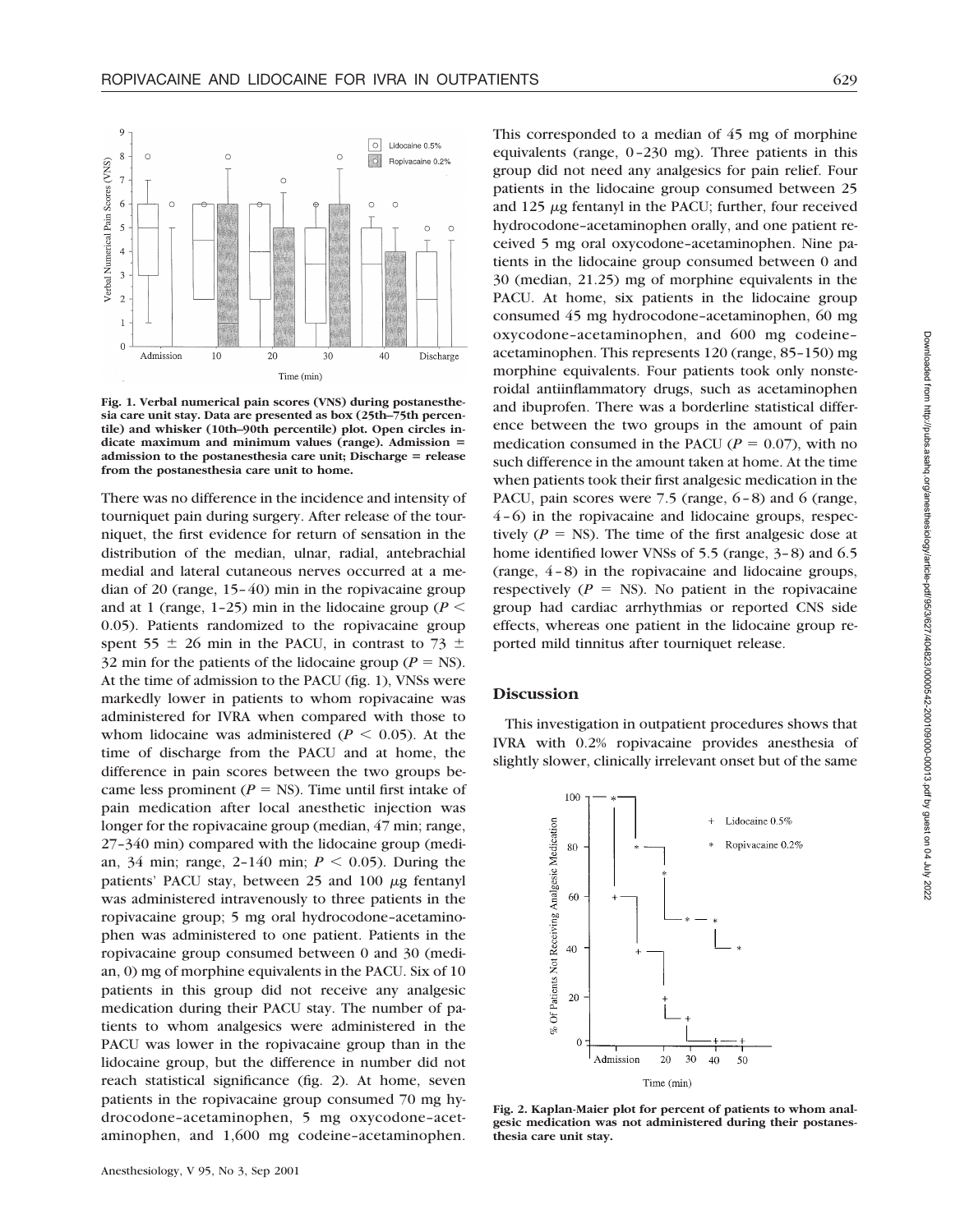Fig. 1. Verbal numerical pain scores (VNS) during postanesthesia care unit stay. Data are presented as box (25th–75th percentile) and whisker (10th–90th percentile) plot. Open circles indicate maximum and minimum values (range). Admission = admission to the postanesthesia care unit; Discharge = release from the postanesthesia care unit to home.

There was no difference in the incidence and intensity of tourniquet pain during surgery. After release of the tourniquet, the first evidence for return of sensation in the distribution of the median, ulnar, radial, antebrachial medial and lateral cutaneous nerves occurred at a median of 20 (range, 15–40) min in the ropivacaine group and at 1 (range, 1–25) min in the lidocaine group ($P < 0.05$). Patients randomized to the ropivacaine group spent $55 \pm 26$ min in the PACU, in contrast to $73 \pm 32$ min for the patients of the lidocaine group ($P$ = NS). At the time of admission to the PACU (fig. 1), VNSs were markedly lower in patients to whom ropivacaine was administered for IVRA when compared with those to whom lidocaine was administered ($P < 0.05$). At the time of discharge from the PACU and at home, the difference in pain scores between the two groups became less prominent ($P$ = NS). Time until first intake of pain medication after local anesthetic injection was longer for the ropivacaine group (median, 47 min; range, 27–340 min) compared with the lidocaine group (median, 34 min; range, 2–140 min; $P < 0.05$). During the patients' PACU stay, between 25 and 100 μg fentanyl was administered intravenously to three patients in the ropivacaine group; 5 mg oral hydrocodone–acetaminophen was administered to one patient. Patients in the ropivacaine group consumed between 0 and 30 (median, 0) mg of morphine equivalents in the PACU. Six of 10 patients in this group did not receive any analgesic medication during their PACU stay. The number of patients to whom analgesics were administered in the PACU was lower in the ropivacaine group than in the lidocaine group, but the difference in number did not reach statistical significance (fig. 2). At home, seven patients in the ropivacaine group consumed 70 mg hydrocodone–acetaminophen, 5 mg oxycodone–acetaminophen, and 1,600 mg codeine–acetaminophen. This corresponded to a median of 45 mg of morphine equivalents (range, 0–230 mg). Three patients in this group did not need any analgesics for pain relief. Four patients in the lidocaine group consumed between 25 and 125 μg fentanyl in the PACU; further, four received hydrocodone–acetaminophen orally, and one patient received 5 mg oral oxycodone–acetaminophen. Nine patients in the lidocaine group consumed between 0 and 30 (median, 21.25) mg of morphine equivalents in the PACU. At home, six patients in the lidocaine group consumed 45 mg hydrocodone–acetaminophen, 60 mg oxycodone–acetaminophen, and 600 mg codeine–acetaminophen. This represents 120 (range, 85–150) mg morphine equivalents. Four patients took only nonsteroidal antiinflammatory drugs, such as acetaminophen and ibuprofen. There was a borderline statistical difference between the two groups in the amount of pain medication consumed in the PACU ($P = 0.07$), with no such difference in the amount taken at home. At the time when patients took their first analgesic medication in the PACU, pain scores were 7.5 (range, 6–8) and 6 (range, 4–6) in the ropivacaine and lidocaine groups, respectively ($P$ = NS). The time of the first analgesic dose at home identified lower VNSs of 5.5 (range, 3–8) and 6.5 (range, 4–8) in the ropivacaine and lidocaine groups, respectively ($P$ = NS). No patient in the ropivacaine group had cardiac arrhythmias or reported CNS side effects, whereas one patient in the lidocaine group reported mild tinnitus after tourniquet release.

## Discussion

This investigation in outpatient procedures shows that IVRA with 0.2% ropivacaine provides anesthesia of slightly slower, clinically irrelevant onset but of the same

Fig. 2. Kaplan-Maier plot for percent of patients to whom analgesic medication was not administered during their postanesthesia care unit stay.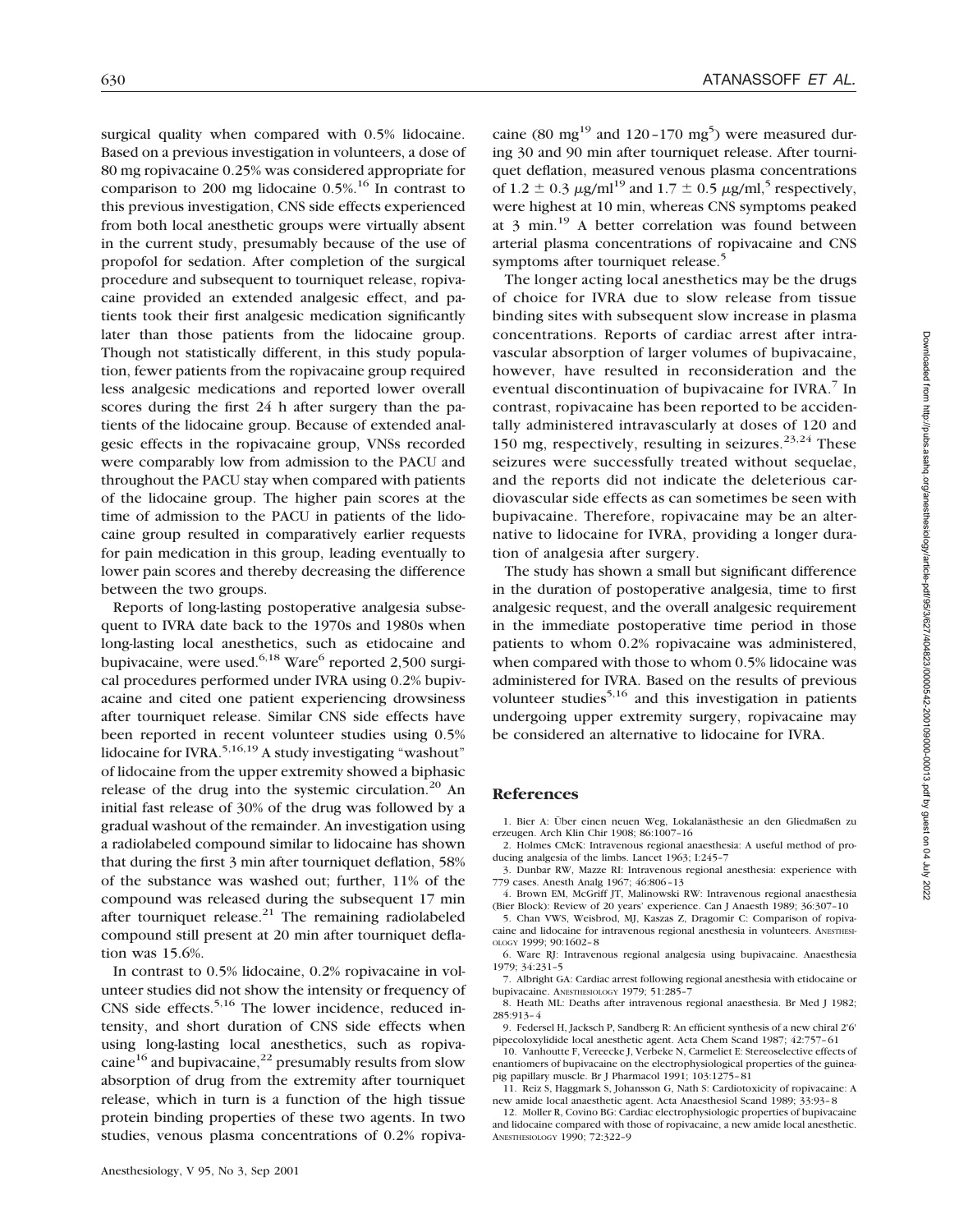surgical quality when compared with 0.5% lidocaine. Based on a previous investigation in volunteers, a dose of 80 mg ropivacaine 0.25% was considered appropriate for comparison to 200 mg lidocaine 0.5%.[16] In contrast to this previous investigation, CNS side effects experienced from both local anesthetic groups were virtually absent in the current study, presumably because of the use of propofol for sedation. After completion of the surgical procedure and subsequent to tourniquet release, ropivacaine provided an extended analgesic effect, and patients took their first analgesic medication significantly later than those patients from the lidocaine group. Though not statistically different, in this study population, fewer patients from the ropivacaine group required less analgesic medications and reported lower overall scores during the first 24 h after surgery than the patients of the lidocaine group. Because of extended analgesic effects in the ropivacaine group, VNSs recorded were comparably low from admission to the PACU and throughout the PACU stay when compared with patients of the lidocaine group. The higher pain scores at the time of admission to the PACU in patients of the lidocaine group resulted in comparatively earlier requests for pain medication in this group, leading eventually to lower pain scores and thereby decreasing the difference between the two groups.

Reports of long-lasting postoperative analgesia subsequent to IVRA date back to the 1970s and 1980s when long-lasting local anesthetics, such as etidocaine and bupivacaine, were used.[6,18] Ware[6] reported 2,500 surgical procedures performed under IVRA using 0.2% bupivacaine and cited one patient experiencing drowsiness after tourniquet release. Similar CNS side effects have been reported in recent volunteer studies using 0.5% lidocaine for IVRA.[5,16,19] A study investigating "washout" of lidocaine from the upper extremity showed a biphasic release of the drug into the systemic circulation.[20] An initial fast release of 30% of the drug was followed by a gradual washout of the remainder. An investigation using a radiolabeled compound similar to lidocaine has shown that during the first 3 min after tourniquet deflation, 58% of the substance was washed out; further, 11% of the compound was released during the subsequent 17 min after tourniquet release.[21] The remaining radiolabeled compound still present at 20 min after tourniquet deflation was 15.6%.

In contrast to 0.5% lidocaine, 0.2% ropivacaine in volunteer studies did not show the intensity or frequency of CNS side effects.[5,16] The lower incidence, reduced intensity, and short duration of CNS side effects when using long-lasting local anesthetics, such as ropivacaine[16] and bupivacaine,[22] presumably results from slow absorption of drug from the extremity after tourniquet release, which in turn is a function of the high tissue protein binding properties of these two agents. In two studies, venous plasma concentrations of 0.2% ropivacaine (80 mg[19] and 120–170 mg[5]) were measured during 30 and 90 min after tourniquet release. After tourniquet deflation, measured venous plasma concentrations of $1.2 \pm 0.3$ μg/ml[19] and $1.7 \pm 0.5$ μg/ml,[5] respectively, were highest at 10 min, whereas CNS symptoms peaked at 3 min.[19] A better correlation was found between arterial plasma concentrations of ropivacaine and CNS symptoms after tourniquet release.[5]

The longer acting local anesthetics may be the drugs of choice for IVRA due to slow release from tissue binding sites with subsequent slow increase in plasma concentrations. Reports of cardiac arrest after intravascular absorption of larger volumes of bupivacaine, however, have resulted in reconsideration and the eventual discontinuation of bupivacaine for IVRA.[7] In contrast, ropivacaine has been reported to be accidentally administered intravascularly at doses of 120 and 150 mg, respectively, resulting in seizures.[23,24] These seizures were successfully treated without sequelae, and the reports did not indicate the deleterious cardiovascular side effects as can sometimes be seen with bupivacaine. Therefore, ropivacaine may be an alternative to lidocaine for IVRA, providing a longer duration of analgesia after surgery.

The study has shown a small but significant difference in the duration of postoperative analgesia, time to first analgesic request, and the overall analgesic requirement in the immediate postoperative time period in those patients to whom 0.2% ropivacaine was administered, when compared with those to whom 0.5% lidocaine was administered for IVRA. Based on the results of previous volunteer studies[5,16] and this investigation in patients undergoing upper extremity surgery, ropivacaine may be considered an alternative to lidocaine for IVRA.

## References

1. Bier A: Über einen neuen Weg, Lokalanästhesie an den Gliedmaßen zu erzeugen. Arch Klin Chir 1908; 86:1007–16
2. Holmes CMcK: Intravenous regional anaesthesia: A useful method of producing analgesia of the limbs. Lancet 1963; I:245–7
3. Dunbar RW, Mazze RI: Intravenous regional anesthesia: experience with 779 cases. Anesth Analg 1967; 46:806–13
4. Brown EM, McGriff JT, Malinowski RW: Intravenous regional anaesthesia (Bier Block): Review of 20 years' experience. Can J Anaesth 1989; 36:307–10
5. Chan VWS, Weisbrod, MJ, Kaszas Z, Dragomir C: Comparison of ropivacaine and lidocaine for intravenous regional anesthesia in volunteers. ANESTHESIOLOGY 1999; 90:1602–8
6. Ware RJ: Intravenous regional analgesia using bupivacaine. Anaesthesia 1979; 34:231–5
7. Albright GA: Cardiac arrest following regional anesthesia with etidocaine or bupivacaine. ANESTHESIOLOGY 1979; 51:285–7
8. Heath ML: Deaths after intravenous regional anaesthesia. Br Med J 1982; 285:913–4
9. Federsel H, Jacksch P, Sandberg R: An efficient synthesis of a new chiral 2'6' pipecoloxylidide local anesthetic agent. Acta Chem Scand 1987; 42:757–61
10. Vanhoutte F, Vereecke J, Verbeke N, Carmeliet E: Stereoselective effects of enantiomers of bupivacaine on the electrophysiological properties of the guinea-pig papillary muscle. Br J Pharmacol 1991; 103:1275–81
11. Reiz S, Haggmark S, Johansson G, Nath S: Cardiotoxicity of ropivacaine: A new amide local anaesthetic agent. Acta Anaesthesiol Scand 1989; 33:93–8
12. Moller R, Covino BG: Cardiac electrophysiologic properties of bupivacaine and lidocaine compared with those of ropivacaine, a new amide local anesthetic. ANESTHESIOLOGY 1990; 72:322–9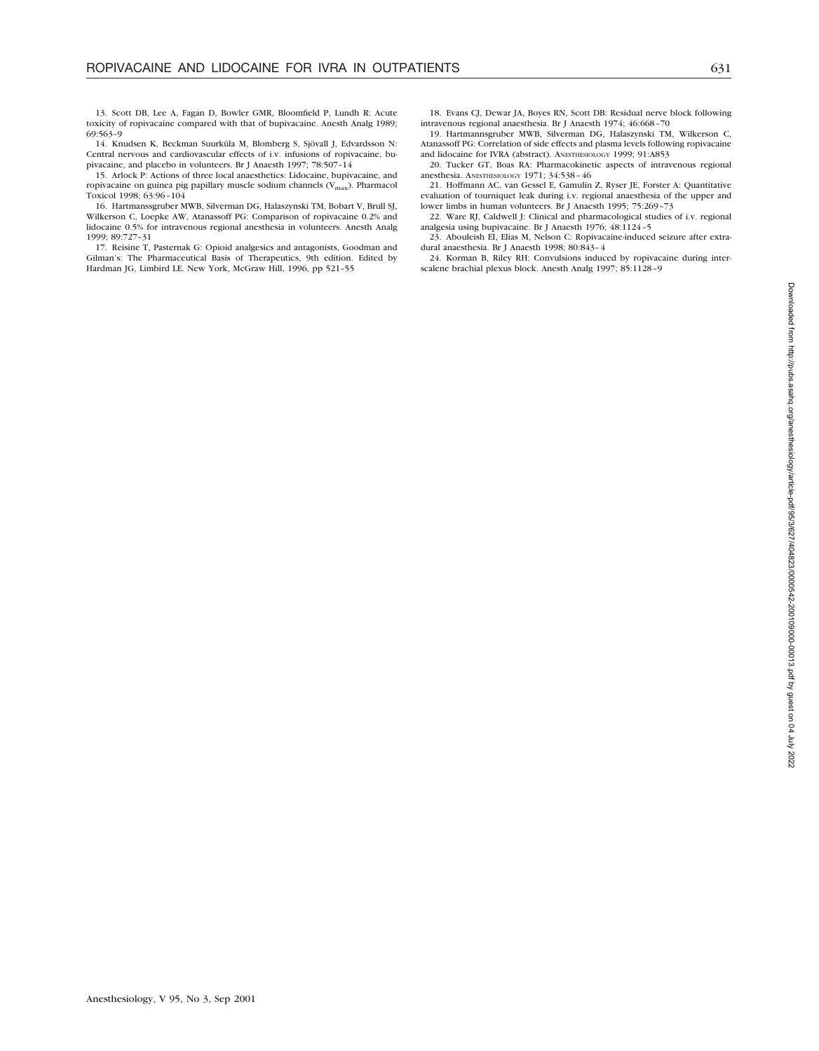13. Scott DB, Lee A, Fagan D, Bowler GMR, Bloomfield P, Lundh R: Acute toxicity of ropivacaine compared with that of bupivacaine. Anesth Analg 1989; 69:563–9

14. Knudsen K, Beckman Suurküla M, Blomberg S, Sjövall J, Edvardsson N: Central nervous and cardiovascular effects of i.v. infusions of ropivacaine, bupivacaine, and placebo in volunteers. Br J Anaesth 1997; 78:507–14

15. Arlock P: Actions of three local anaesthetics: Lidocaine, bupivacaine, and ropivacaine on guinea pig papillary muscle sodium channels ($V_{max}$). Pharmacol Toxicol 1998; 63:96–104

16. Hartmanssgruber MWB, Silverman DG, Halaszynski TM, Bobart V, Brull SJ, Wilkerson C, Loepke AW, Atanassoff PG: Comparison of ropivacaine 0.2% and lidocaine 0.5% for intravenous regional anesthesia in volunteers. Anesth Analg 1999; 89:727–31

17. Reisine T, Pasternak G: Opioid analgesics and antagonists, Goodman and Gilman's: The Pharmaceutical Basis of Therapeutics, 9th edition. Edited by Hardman JG, Limbird LE. New York, McGraw Hill, 1996, pp 521–55

18. Evans CJ, Dewar JA, Boyes RN, Scott DB: Residual nerve block following intravenous regional anaesthesia. Br J Anaesth 1974; 46:668–70

19. Hartmannsgruber MWB, Silverman DG, Halaszynski TM, Wilkerson C, Atanassoff PG: Correlation of side effects and plasma levels following ropivacaine and lidocaine for IVRA (abstract). ANESTHESIOLOGY 1999; 91:A853

20. Tucker GT, Boas RA: Pharmacokinetic aspects of intravenous regional anesthesia. ANESTHESIOLOGY 1971; 34:538–46

21. Hoffmann AC, van Gessel E, Gamulin Z, Ryser JE, Forster A: Quantitative evaluation of tourniquet leak during i.v. regional anaesthesia of the upper and lower limbs in human volunteers. Br J Anaesth 1995; 75:269–73

22. Ware RJ, Caldwell J: Clinical and pharmacological studies of i.v. regional analgesia using bupivacaine. Br J Anaesth 1976; 48:1124–5

23. Abouleish EI, Elias M, Nelson C: Ropivacaine-induced seizure after extradural anaesthesia. Br J Anaesth 1998; 80:843–4

24. Korman B, Riley RH: Convulsions induced by ropivacaine during interscalene brachial plexus block. Anesth Analg 1997; 85:1128–9